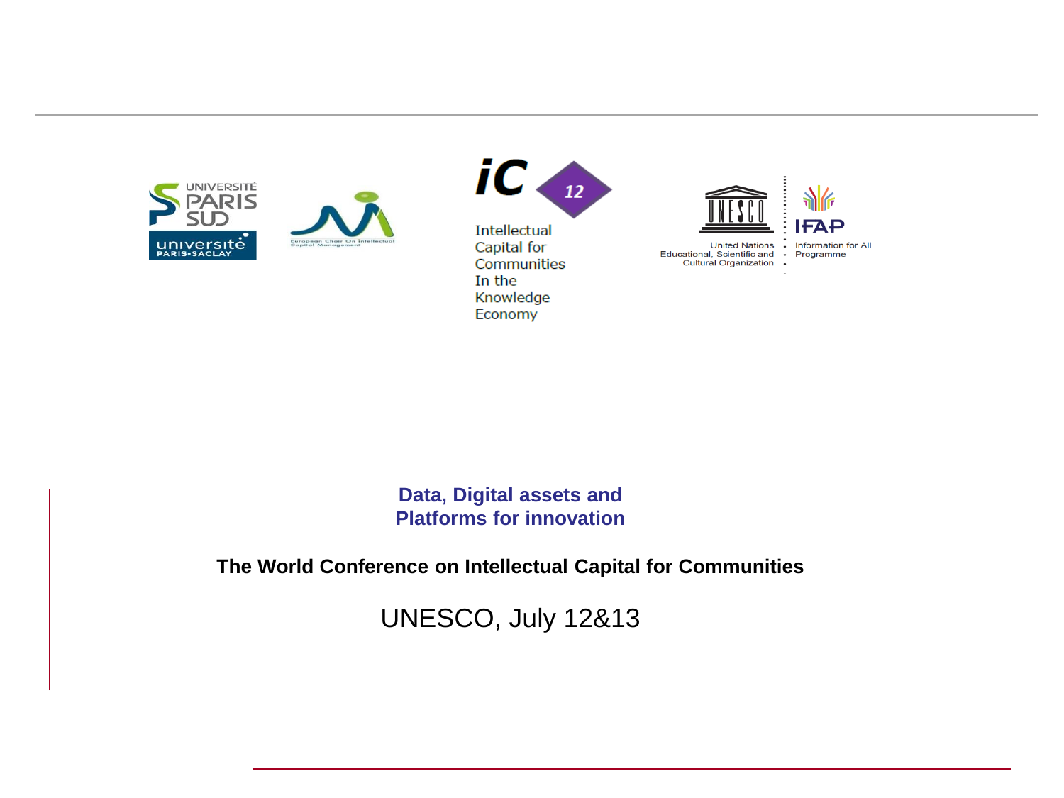UNIVERSITÉ PARIS SUD

université PARIS-SACLAY

European Chair On Intellectual Capital Management

iC 12

Intellectual Capital for Communities In the Knowledge Economy

UNESCO

United Nations Educational, Scientific and Cultural Organization

IFAP

Information for All Programme

# Data, Digital assets and Platforms for innovation

**The World Conference on Intellectual Capital for Communities**

UNESCO, July 12&13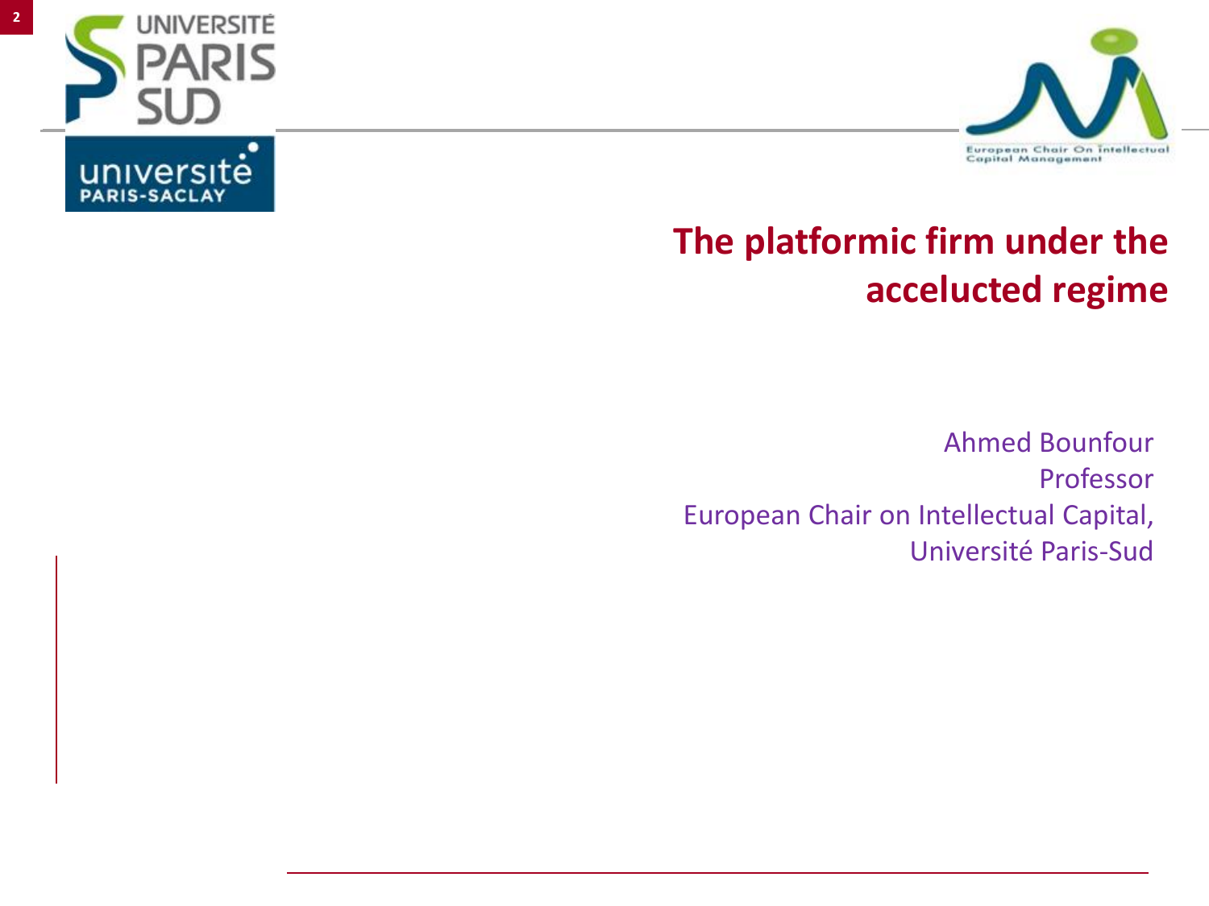# The platformic firm under the accelucted regime

Ahmed Bounfour
Professor
European Chair on Intellectual Capital,
Université Paris-Sud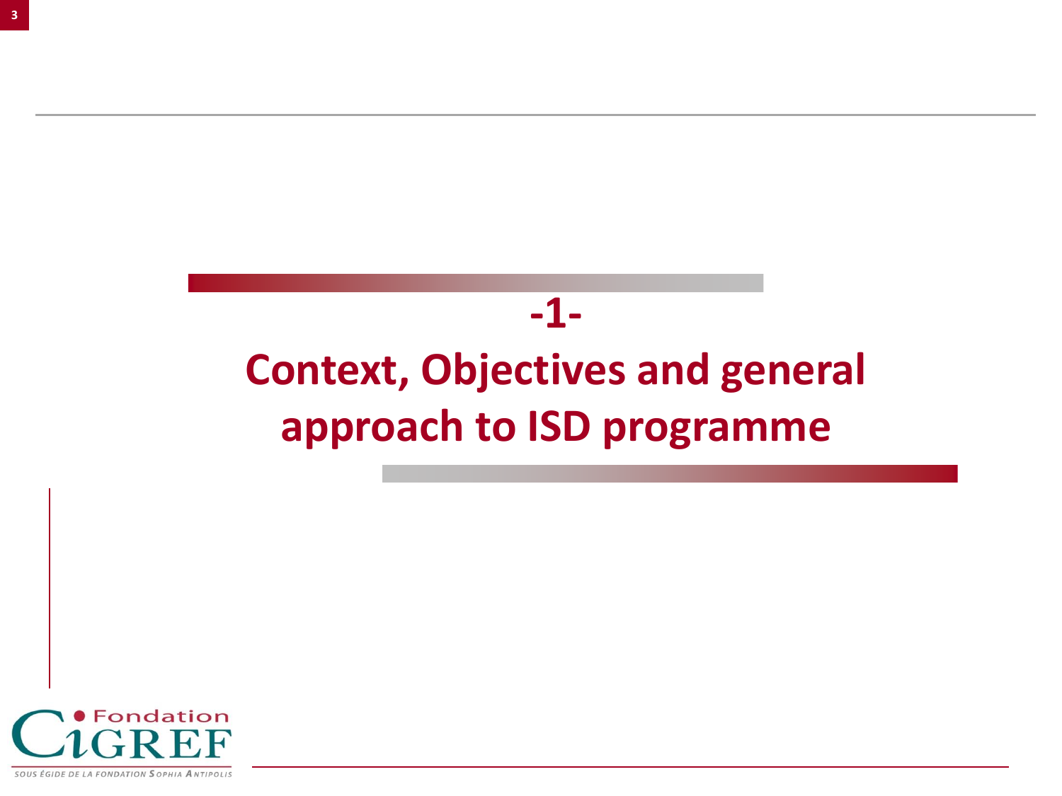# -1- Context, Objectives and general approach to ISD programme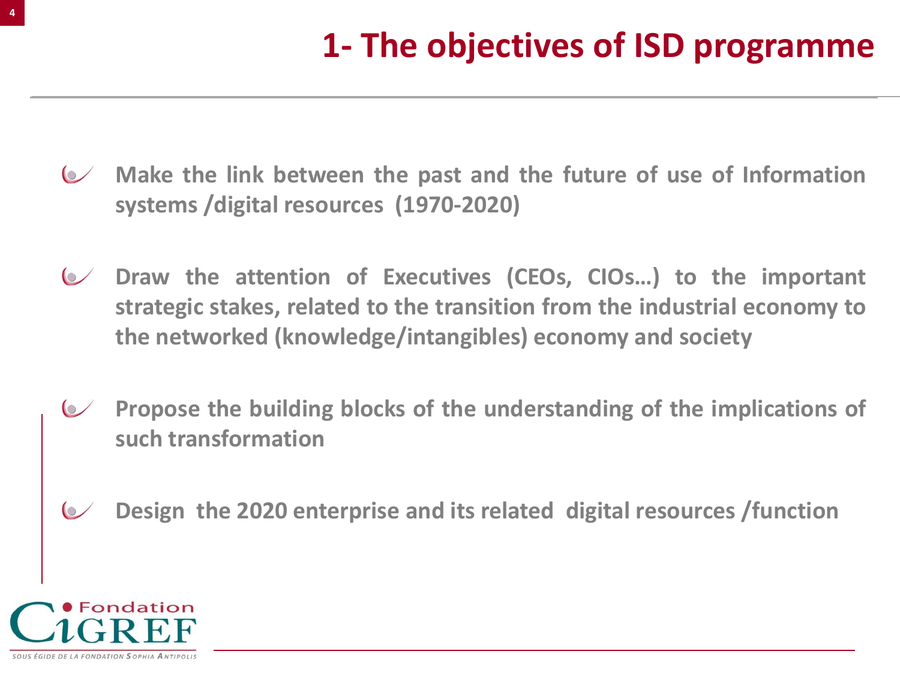# 1- The objectives of ISD programme

- **Make the link between the past and the future of use of Information systems /digital resources (1970-2020)**

- **Draw the attention of Executives (CEOs, CIOs…) to the important strategic stakes, related to the transition from the industrial economy to the networked (knowledge/intangibles) economy and society**

- **Propose the building blocks of the understanding of the implications of such transformation**

- **Design the 2020 enterprise and its related digital resources /function**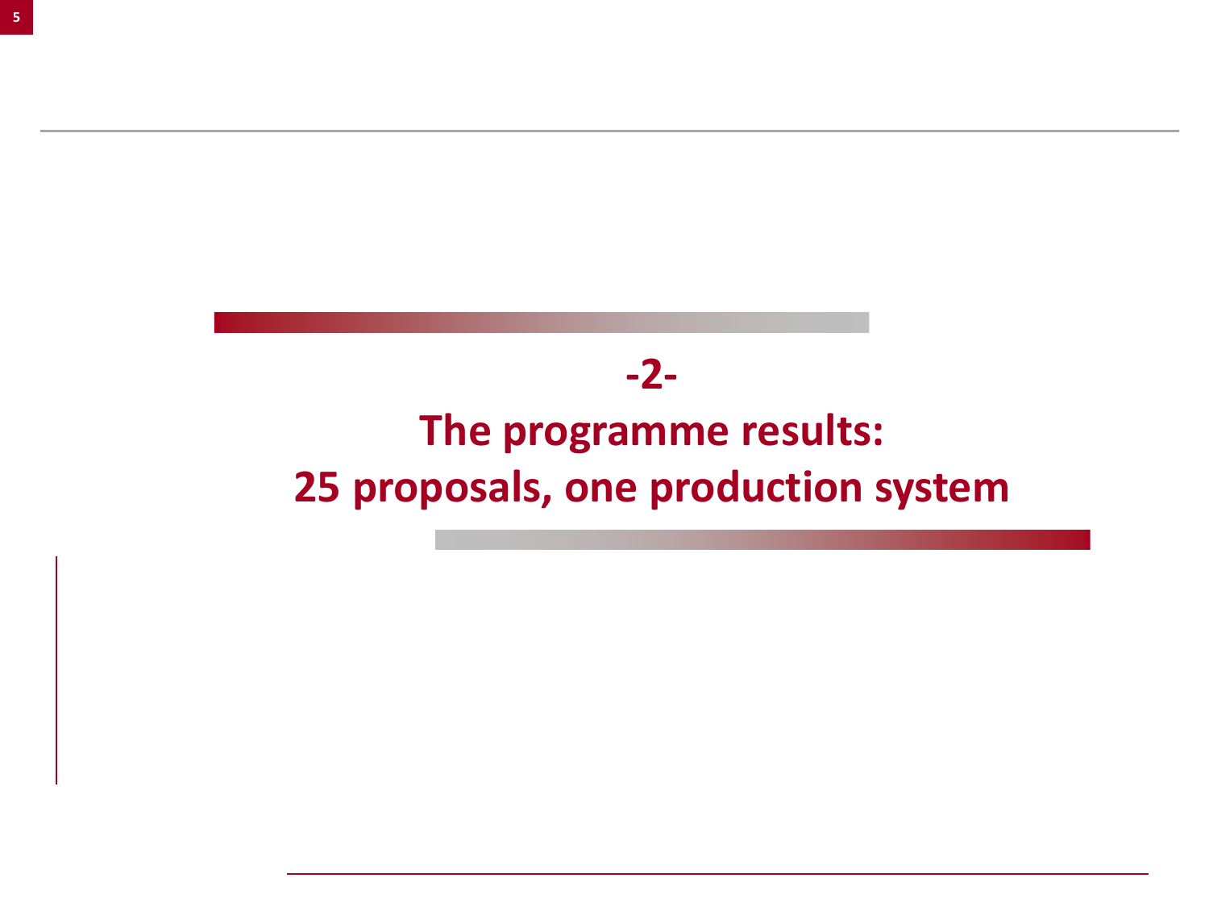# -2-

# The programme results: 25 proposals, one production system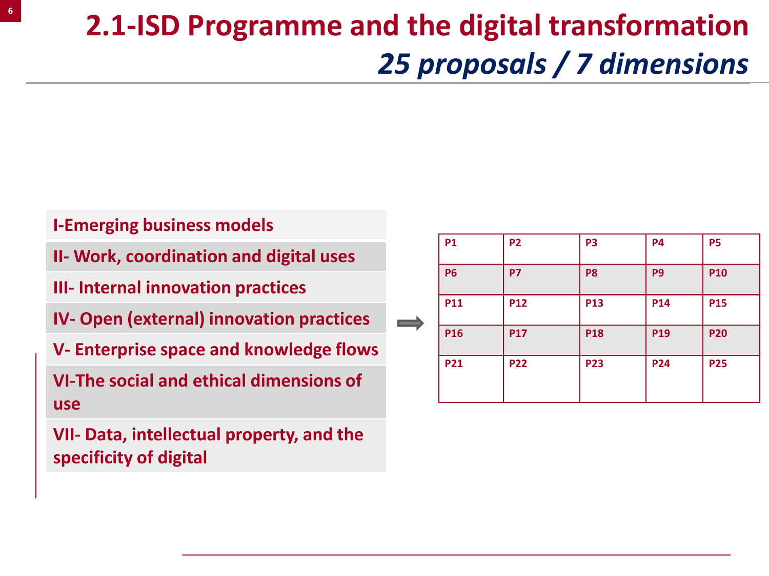# 2.1-ISD Programme and the digital transformation

## *25 proposals / 7 dimensions*

- **I-Emerging business models**
- **II- Work, coordination and digital uses**
- **III- Internal innovation practices**
- **IV- Open (external) innovation practices**
- **V- Enterprise space and knowledge flows**
- **VI-The social and ethical dimensions of use**
- **VII- Data, intellectual property, and the specificity of digital**

⟹

| P1 | P2 | P3 | P4 | P5 |
|---|---|---|---|---|
| P6 | P7 | P8 | P9 | P10 |
| P11 | P12 | P13 | P14 | P15 |
| P16 | P17 | P18 | P19 | P20 |
| P21 | P22 | P23 | P24 | P25 |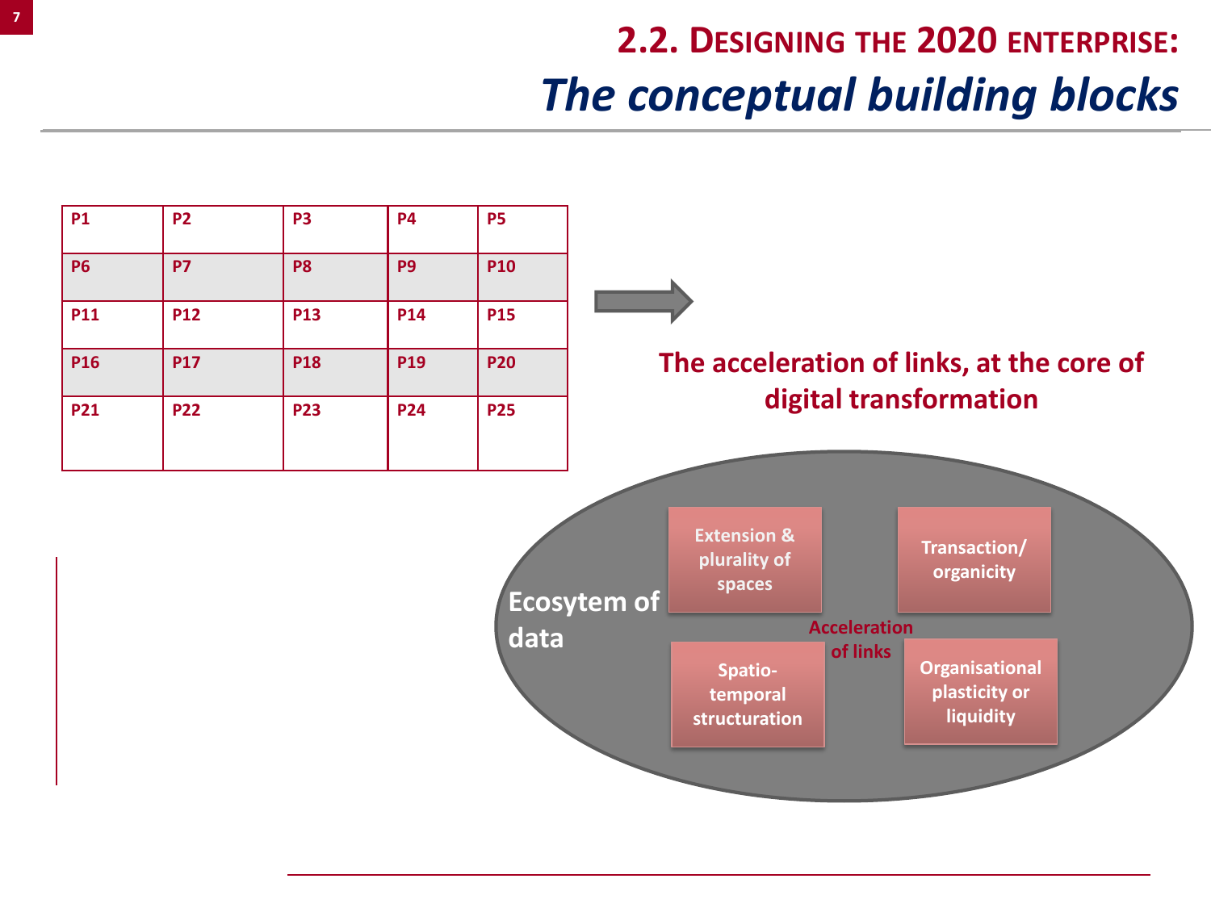# 2.2. Designing the 2020 enterprise: *The conceptual building blocks*

| P1 | P2 | P3 | P4 | P5 |
|---|---|---|---|---|
| P6 | P7 | P8 | P9 | P10 |
| P11 | P12 | P13 | P14 | P15 |
| P16 | P17 | P18 | P19 | P20 |
| P21 | P22 | P23 | P24 | P25 |

**The acceleration of links, at the core of digital transformation**

Ecosytem of data

- Extension & plurality of spaces
- Transaction/ organicity
- Spatio-temporal structuration
- Organisational plasticity or liquidity

Acceleration of links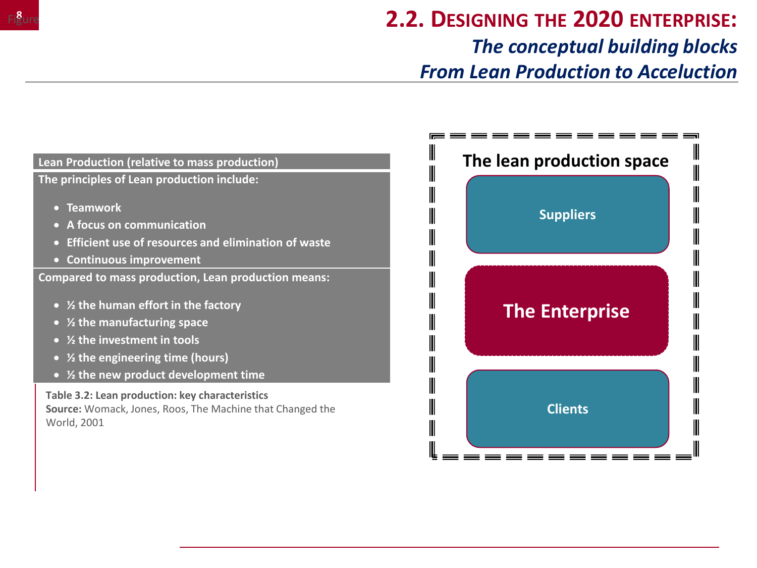# 2.2. Designing the 2020 enterprise:

## *The conceptual building blocks*
## *From Lean Production to Acceleuction*

| Lean Production (relative to mass production) |
| --- |
| **The principles of Lean production include:**<br>• Teamwork<br>• A focus on communication<br>• Efficient use of resources and elimination of waste<br>• Continuous improvement |
| **Compared to mass production, Lean production means:**<br>• ½ the human effort in the factory<br>• ½ the manufacturing space<br>• ½ the investment in tools<br>• ½ the engineering time (hours)<br>• ½ the new product development time |

**Table 3.2: Lean production: key characteristics**
**Source:** Womack, Jones, Roos, The Machine that Changed the World, 2001

**The lean production space**

- Suppliers
- The Enterprise
- Clients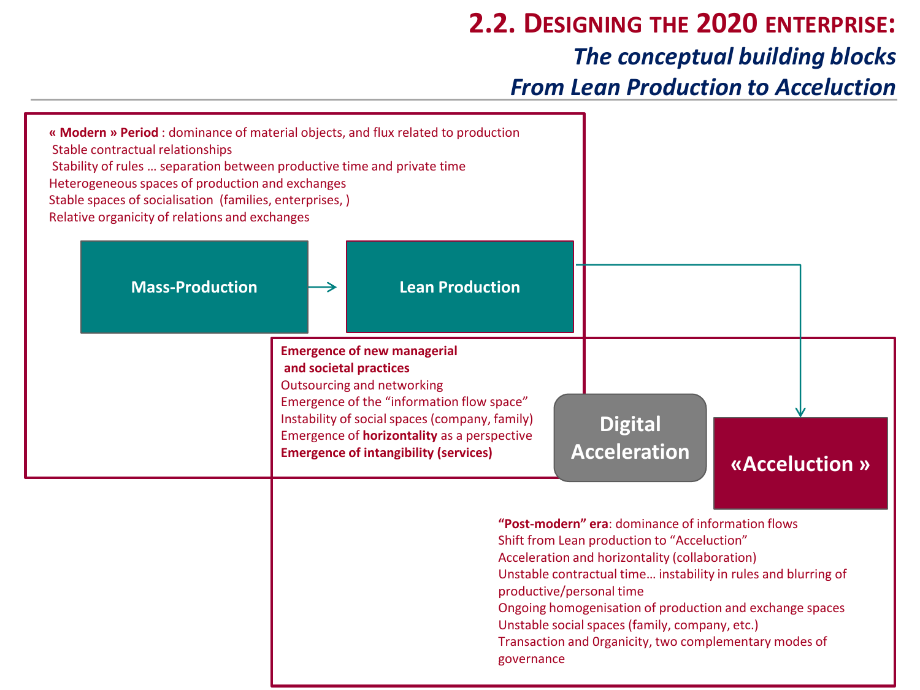## 2.2. Designing the 2020 enterprise:
### *The conceptual building blocks*
### *From Lean Production to Acceluction*

**« Modern » Period** : dominance of material objects, and flux related to production
Stable contractual relationships
Stability of rules … separation between productive time and private time
Heterogeneous spaces of production and exchanges
Stable spaces of socialisation (families, enterprises, )
Relative organicity of relations and exchanges

**Mass-Production** → **Lean Production** → **«Acceluction »**

**Emergence of new managerial and societal practices**
Outsourcing and networking
Emergence of the "information flow space"
Instability of social spaces (company, family)
Emergence of **horizontality** as a perspective
**Emergence of intangibility (services)**

**Digital Acceleration**

**"Post-modern" era**: dominance of information flows
Shift from Lean production to "Acceluction"
Acceleration and horizontality (collaboration)
Unstable contractual time… instability in rules and blurring of productive/personal time
Ongoing homogenisation of production and exchange spaces
Unstable social spaces (family, company, etc.)
Transaction and 0rganicity, two complementary modes of governance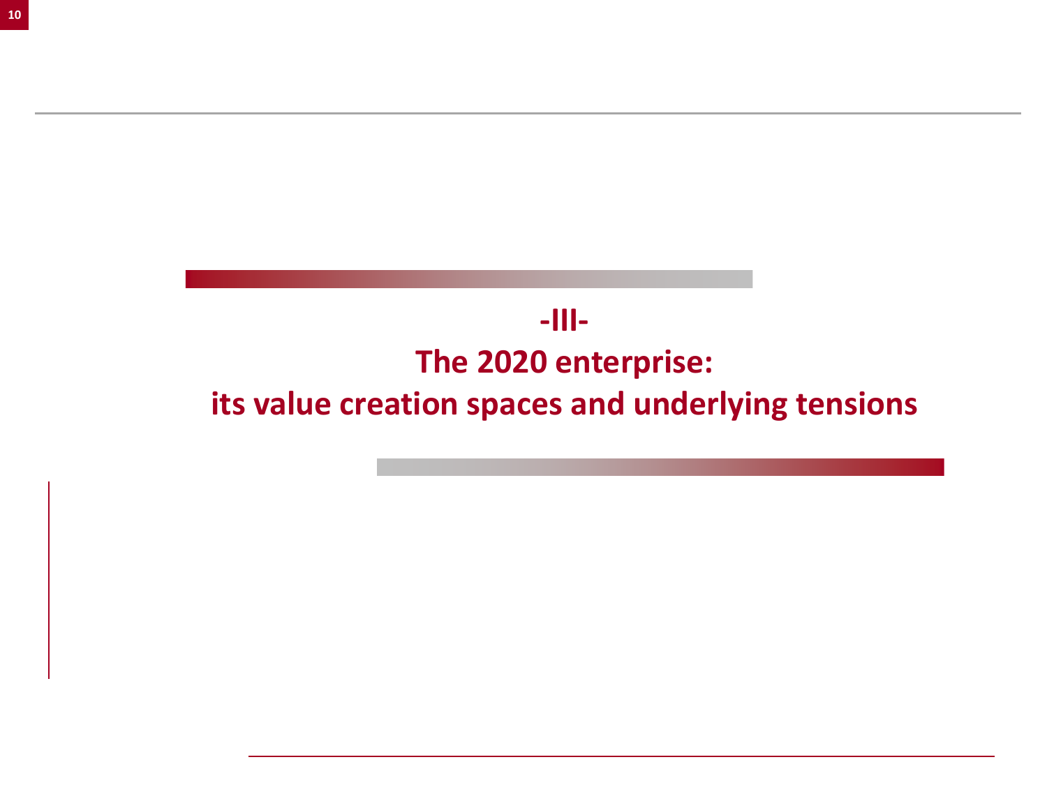# -III-
# The 2020 enterprise:
# its value creation spaces and underlying tensions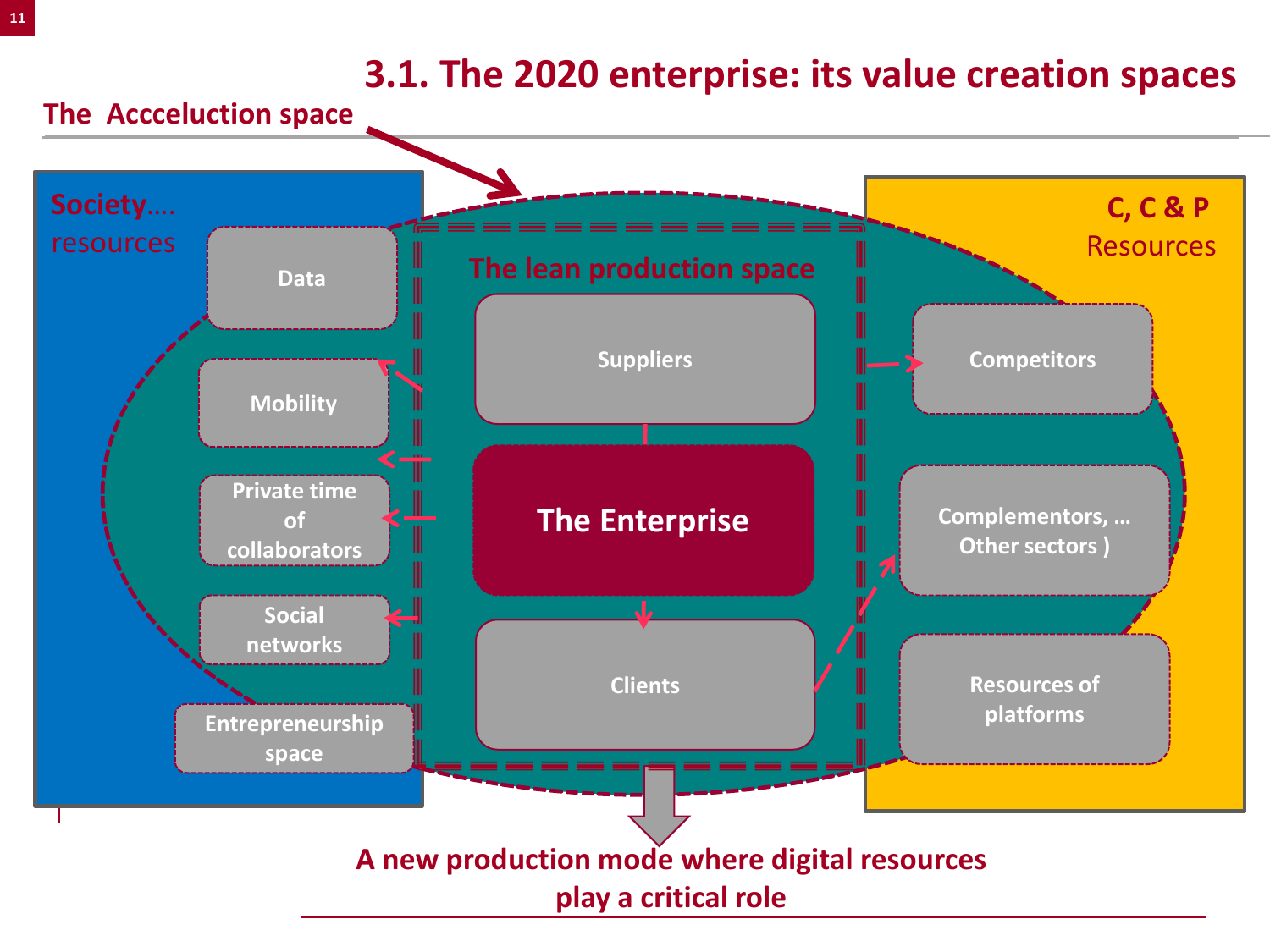# 3.1. The 2020 enterprise: its value creation spaces

The Accceluction space

**Society…. resources**

- Data
- Mobility
- Private time of collaborators
- Social networks
- Entrepreneurship space

**The lean production space**

- Suppliers
- The Enterprise
- Clients

**C, C & P Resources**

- Competitors
- Complementors, … Other sectors )
- Resources of platforms

**A new production mode where digital resources play a critical role**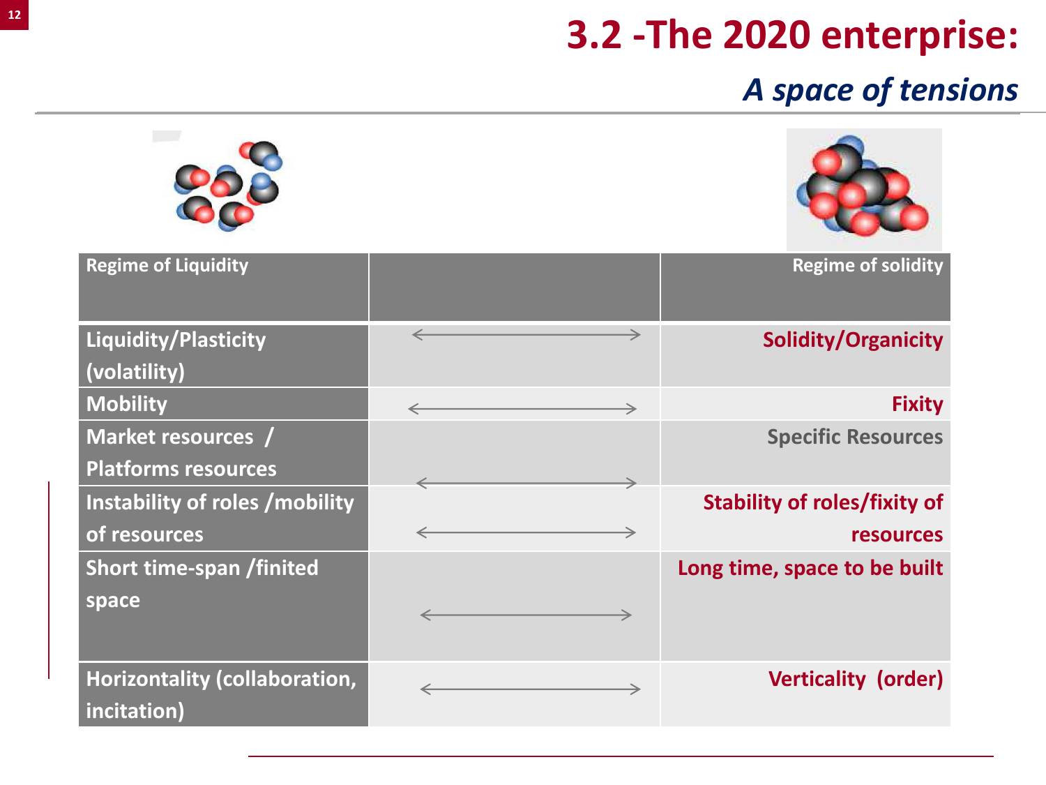# 3.2 -The 2020 enterprise:

## *A space of tensions*

| Regime of Liquidity | | Regime of solidity |
|---|---|---|
| Liquidity/Plasticity (volatility) | ⟷ | Solidity/Organicity |
| Mobility | ⟷ | Fixity |
| Market resources / Platforms resources | ⟷ | Specific Resources |
| Instability of roles /mobility of resources | ⟷ | Stability of roles/fixity of resources |
| Short time-span /finited space | ⟷ | Long time, space to be built |
| Horizontality (collaboration, incitation) | ⟷ | Verticality (order) |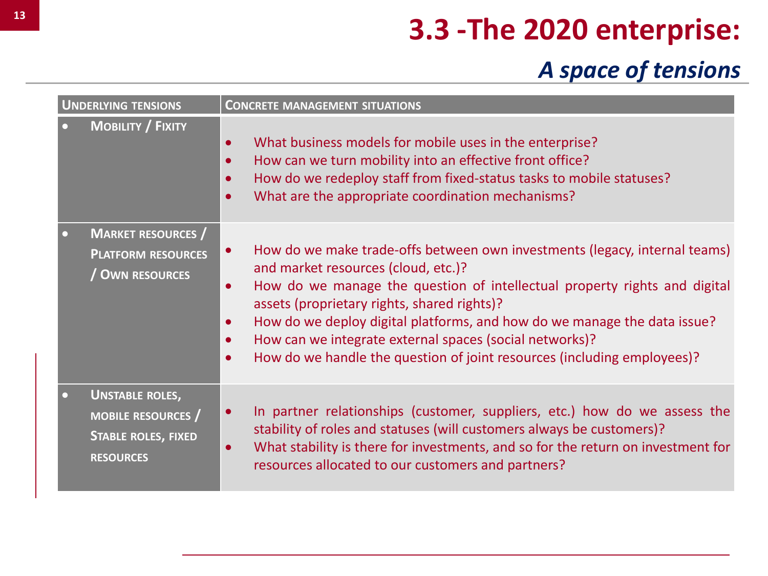# 3.3 -The 2020 enterprise:

## *A space of tensions*

| Underlying tensions | Concrete management situations |
| --- | --- |
| • Mobility / Fixity | • What business models for mobile uses in the enterprise?<br>• How can we turn mobility into an effective front office?<br>• How do we redeploy staff from fixed-status tasks to mobile statuses?<br>• What are the appropriate coordination mechanisms? |
| • Market resources / Platform resources / Own resources | • How do we make trade-offs between own investments (legacy, internal teams) and market resources (cloud, etc.)?<br>• How do we manage the question of intellectual property rights and digital assets (proprietary rights, shared rights)?<br>• How do we deploy digital platforms, and how do we manage the data issue?<br>• How can we integrate external spaces (social networks)?<br>• How do we handle the question of joint resources (including employees)? |
| • Unstable roles, mobile resources / Stable roles, fixed resources | • In partner relationships (customer, suppliers, etc.) how do we assess the stability of roles and statuses (will customers always be customers)?<br>• What stability is there for investments, and so for the return on investment for resources allocated to our customers and partners? |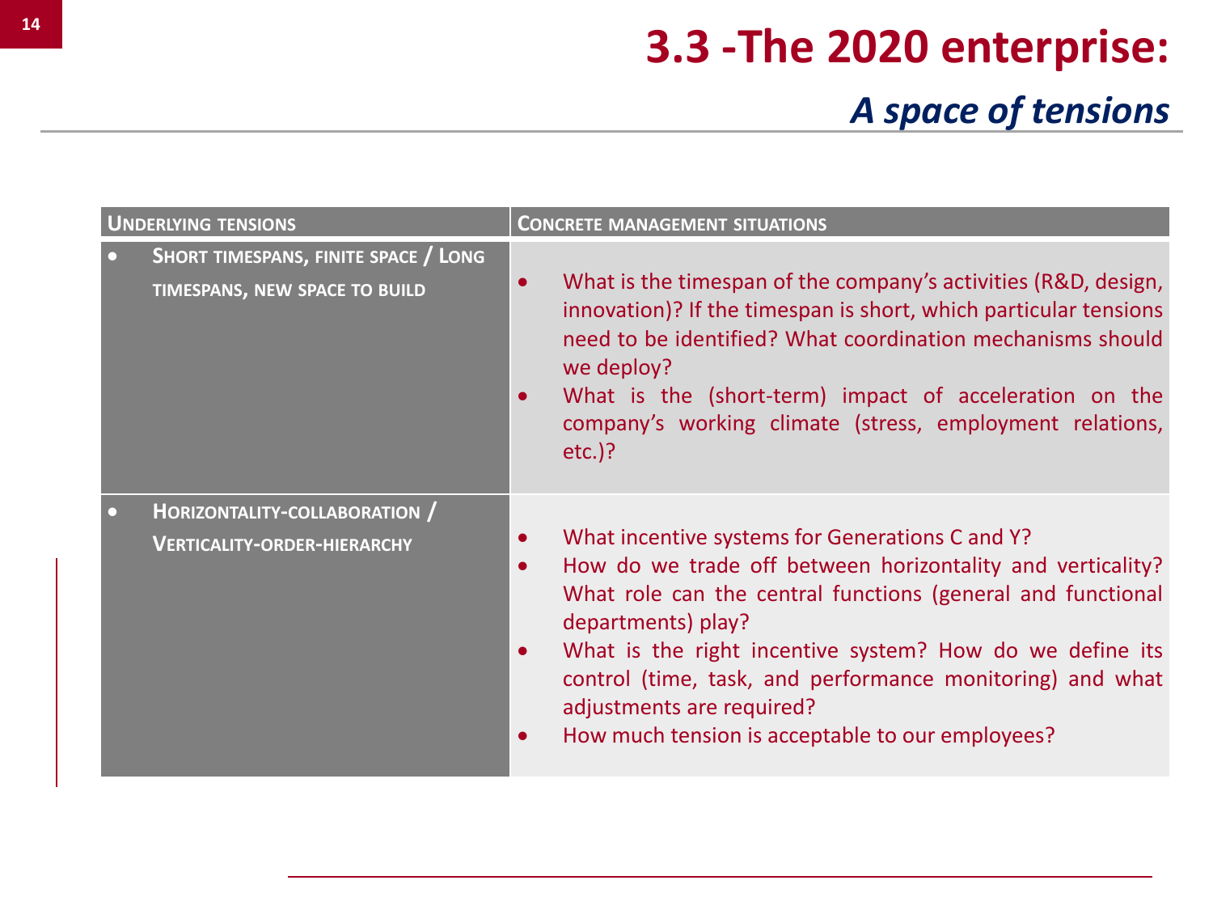# 3.3 -The 2020 enterprise:

## *A space of tensions*

| UNDERLYING TENSIONS | CONCRETE MANAGEMENT SITUATIONS |
| --- | --- |
| • SHORT TIMESPANS, FINITE SPACE / LONG TIMESPANS, NEW SPACE TO BUILD | • What is the timespan of the company's activities (R&D, design, innovation)? If the timespan is short, which particular tensions need to be identified? What coordination mechanisms should we deploy?<br>• What is the (short-term) impact of acceleration on the company's working climate (stress, employment relations, etc.)? |
| • HORIZONTALITY-COLLABORATION / VERTICALITY-ORDER-HIERARCHY | • What incentive systems for Generations C and Y?<br>• How do we trade off between horizontality and verticality? What role can the central functions (general and functional departments) play?<br>• What is the right incentive system? How do we define its control (time, task, and performance monitoring) and what adjustments are required?<br>• How much tension is acceptable to our employees? |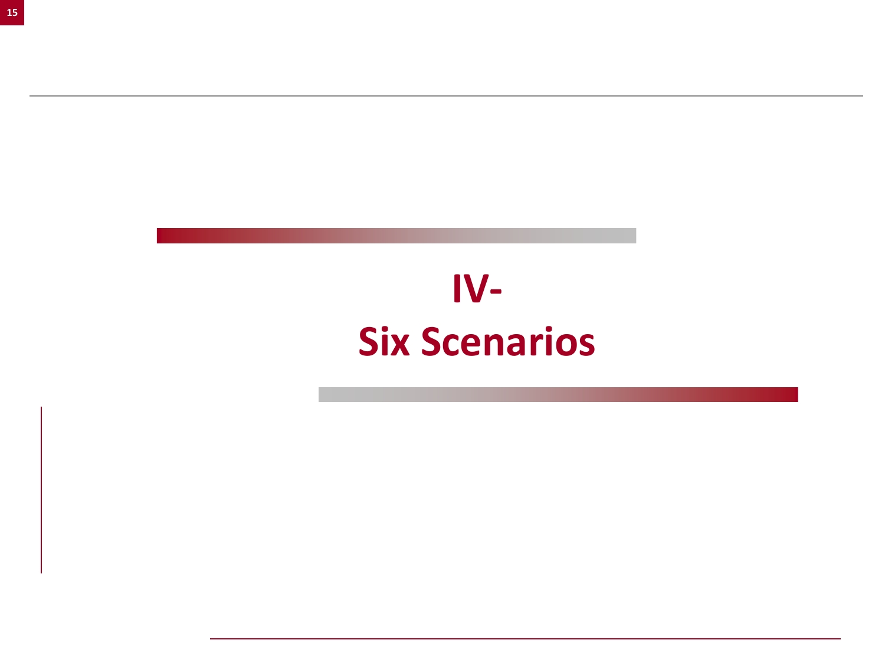# IV- Six Scenarios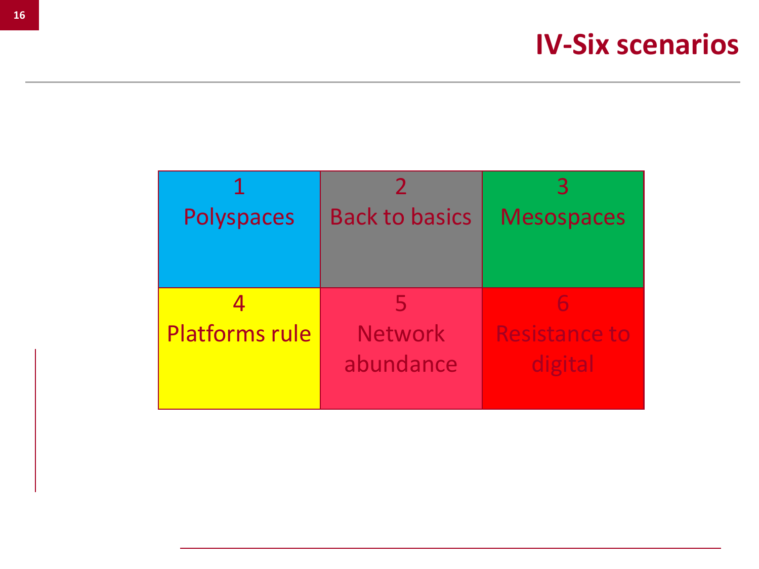# IV-Six scenarios

| 1<br>Polyspaces | 2<br>Back to basics | 3<br>Mesospaces |
| --- | --- | --- |
| 4<br>Platforms rule | 5<br>Network abundance | 6<br>Resistance to digital |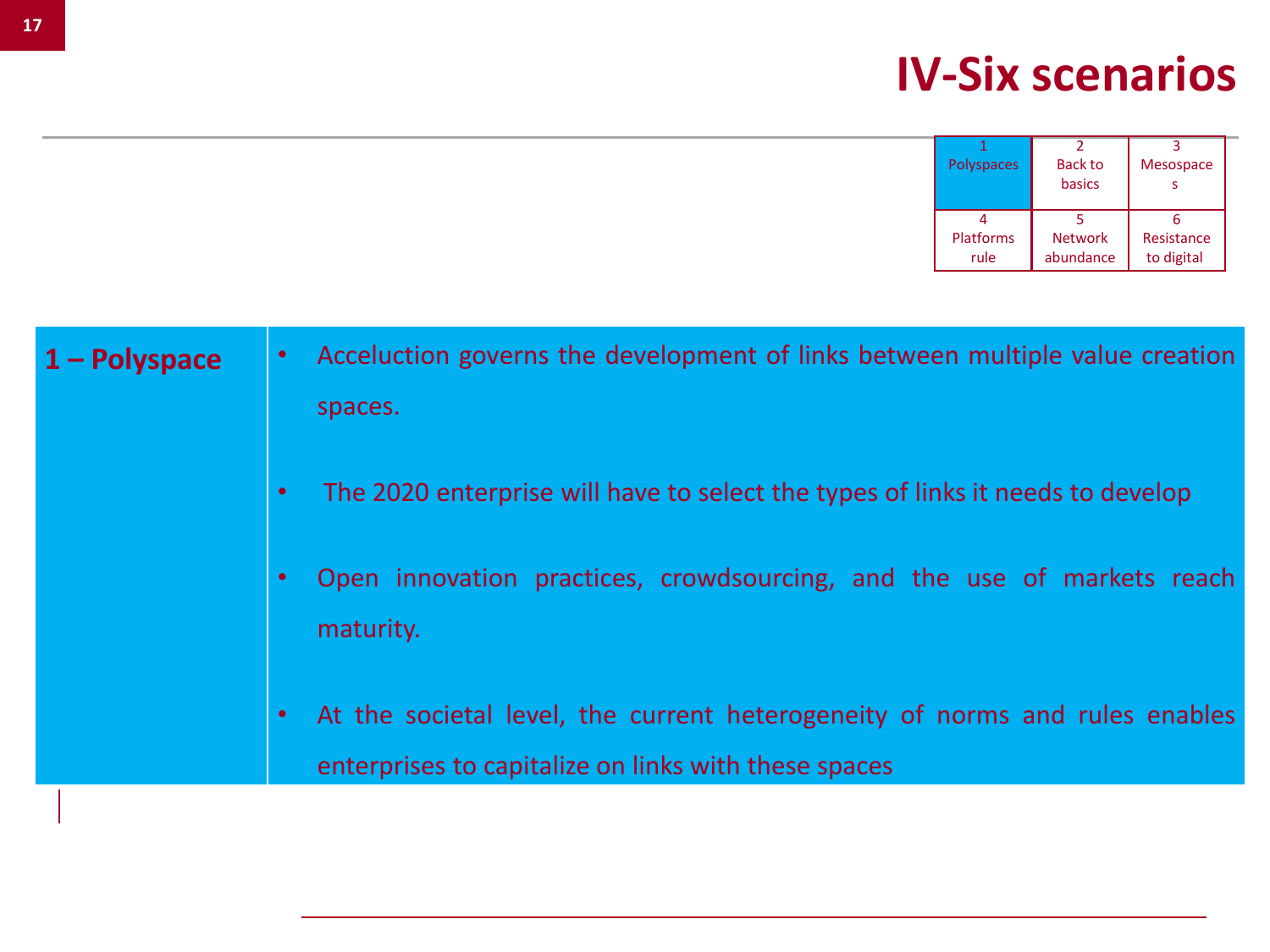# IV-Six scenarios

| 1 Polyspaces | 2 Back to basics | 3 Mesospaces |
|---|---|---|
| 4 Platforms rule | 5 Network abundance | 6 Resistance to digital |

| 1 – Polyspace | |
|---|---|
| **1 – Polyspace** | • Acceluction governs the development of links between multiple value creation spaces. <br> • The 2020 enterprise will have to select the types of links it needs to develop <br> • Open innovation practices, crowdsourcing, and the use of markets reach maturity. <br> • At the societal level, the current heterogeneity of norms and rules enables enterprises to capitalize on links with these spaces |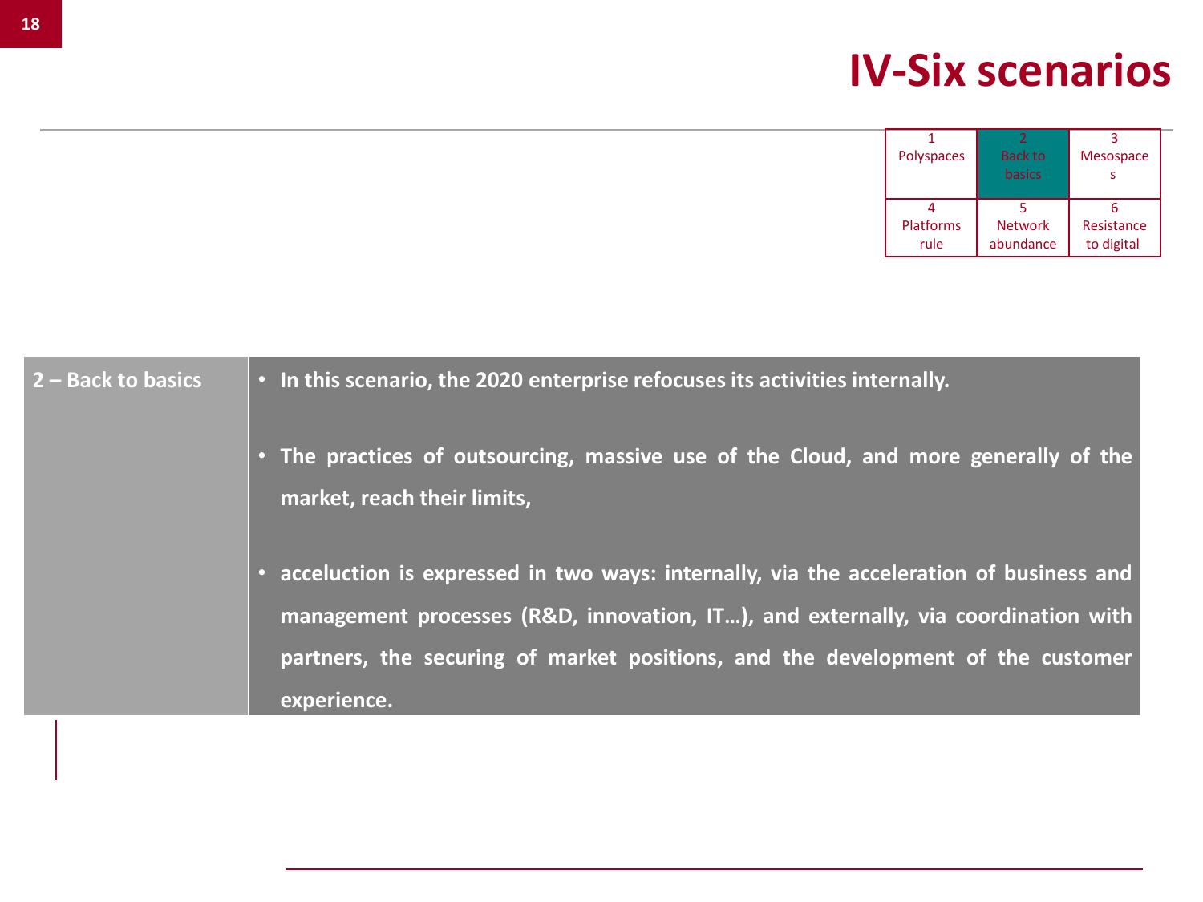# IV-Six scenarios

| 1 Polyspaces | 2 Back to basics | 3 Mesospaces |
| --- | --- | --- |
| 4 Platforms rule | 5 Network abundance | 6 Resistance to digital |

| 2 – Back to basics | |
| --- | --- |
| | • **In this scenario, the 2020 enterprise refocuses its activities internally.** <br> • **The practices of outsourcing, massive use of the Cloud, and more generally of the market, reach their limits,** <br> • **acceluction is expressed in two ways: internally, via the acceleration of business and management processes (R&D, innovation, IT…), and externally, via coordination with partners, the securing of market positions, and the development of the customer experience.** |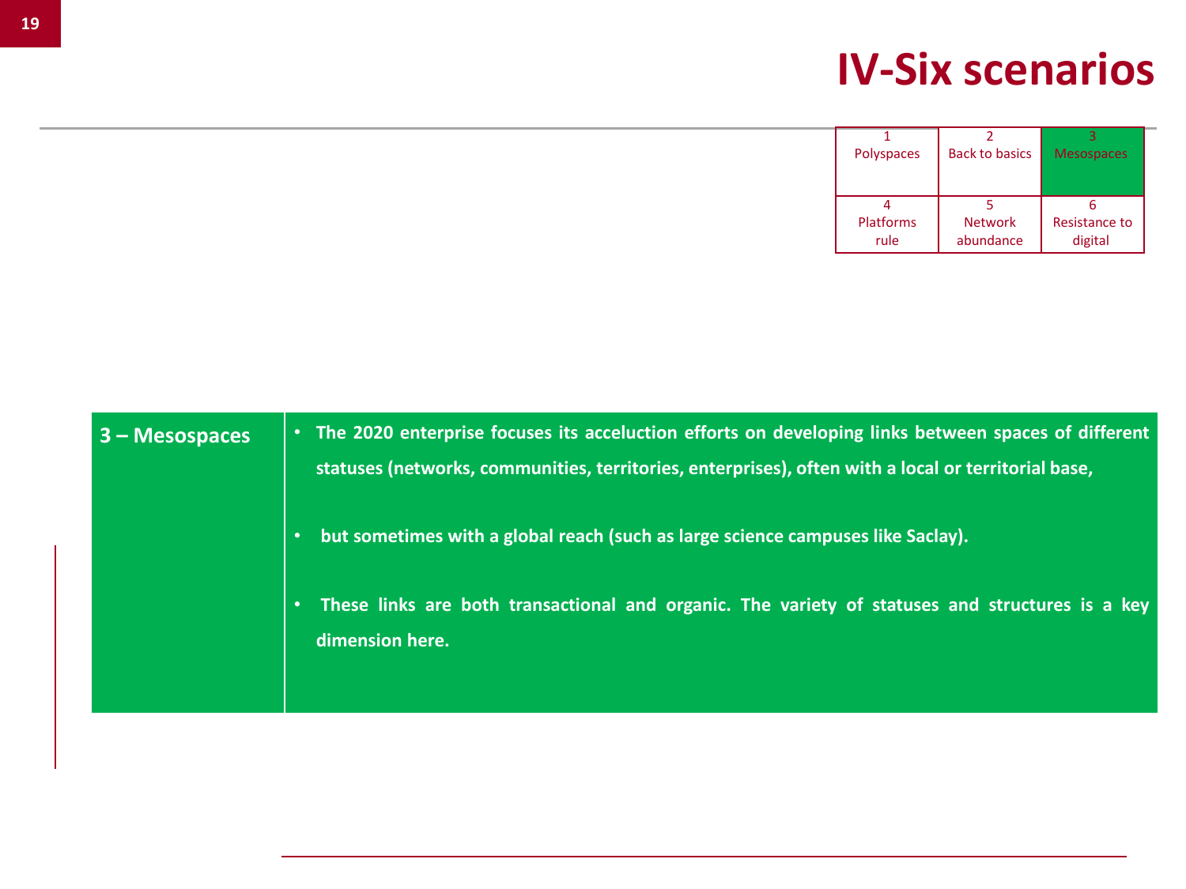# IV-Six scenarios

| 1 Polyspaces | 2 Back to basics | 3 Mesospaces |
|---|---|---|
| 4 Platforms rule | 5 Network abundance | 6 Resistance to digital |

| 3 – Mesospaces | |
|---|---|
| | • The 2020 enterprise focuses its acceluction efforts on developing links between spaces of different statuses (networks, communities, territories, enterprises), often with a local or territorial base,<br><br>• but sometimes with a global reach (such as large science campuses like Saclay).<br><br>• These links are both transactional and organic. The variety of statuses and structures is a key dimension here. |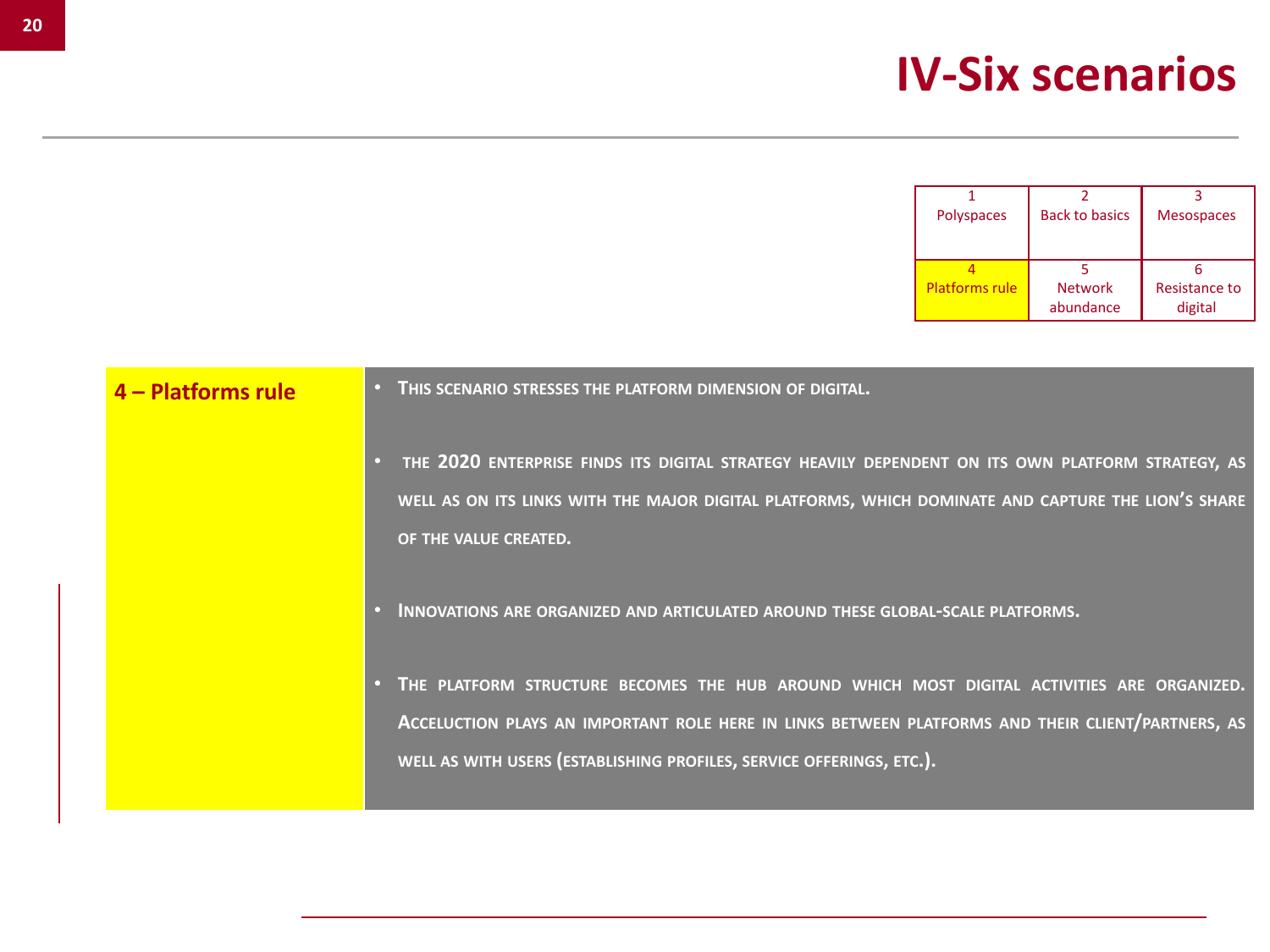# IV-Six scenarios

| 1 Polyspaces | 2 Back to basics | 3 Mesospaces |
|---|---|---|
| 4 Platforms rule | 5 Network abundance | 6 Resistance to digital |

## 4 – Platforms rule

- This scenario stresses the platform dimension of digital.
- The 2020 enterprise finds its digital strategy heavily dependent on its own platform strategy, as well as on its links with the major digital platforms, which dominate and capture the lion's share of the value created.
- Innovations are organized and articulated around these global-scale platforms.
- The platform structure becomes the hub around which most digital activities are organized. Acceluction plays an important role here in links between platforms and their client/partners, as well as with users (establishing profiles, service offerings, etc.).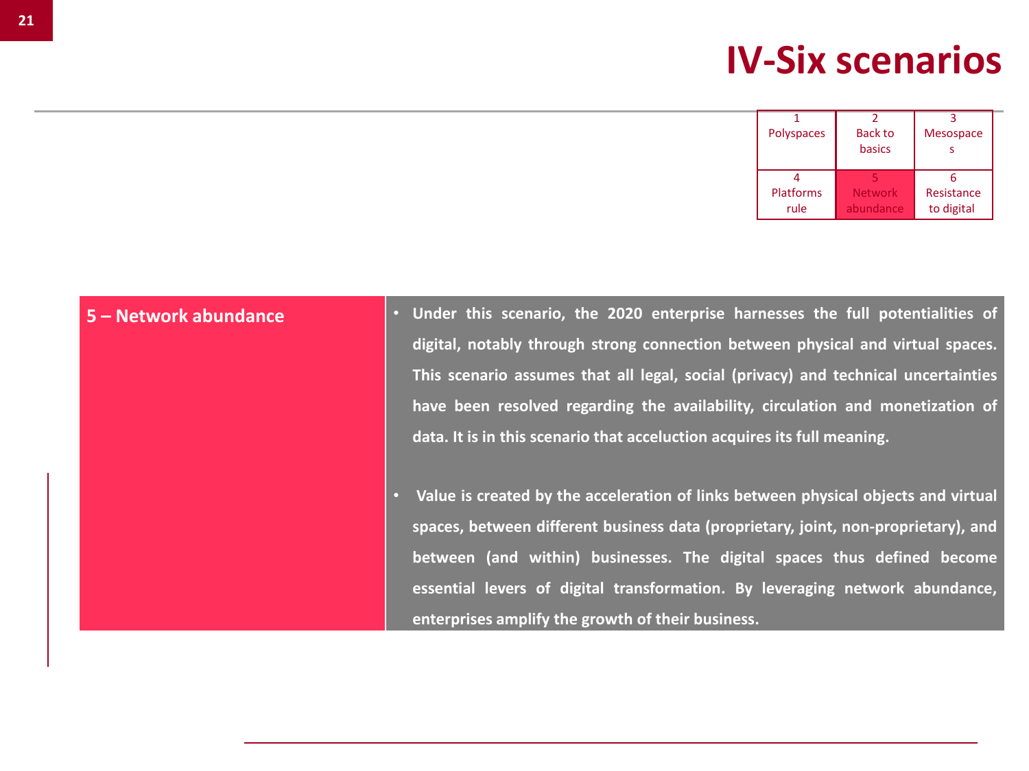# IV-Six scenarios

| 1 Polyspaces | 2 Back to basics | 3 Mesospaces |
| --- | --- | --- |
| 4 Platforms rule | 5 Network abundance | 6 Resistance to digital |

## 5 – Network abundance

- **Under this scenario, the 2020 enterprise harnesses the full potentialities of digital, notably through strong connection between physical and virtual spaces. This scenario assumes that all legal, social (privacy) and technical uncertainties have been resolved regarding the availability, circulation and monetization of data. It is in this scenario that acceluction acquires its full meaning.**

- **Value is created by the acceleration of links between physical objects and virtual spaces, between different business data (proprietary, joint, non-proprietary), and between (and within) businesses. The digital spaces thus defined become essential levers of digital transformation. By leveraging network abundance, enterprises amplify the growth of their business.**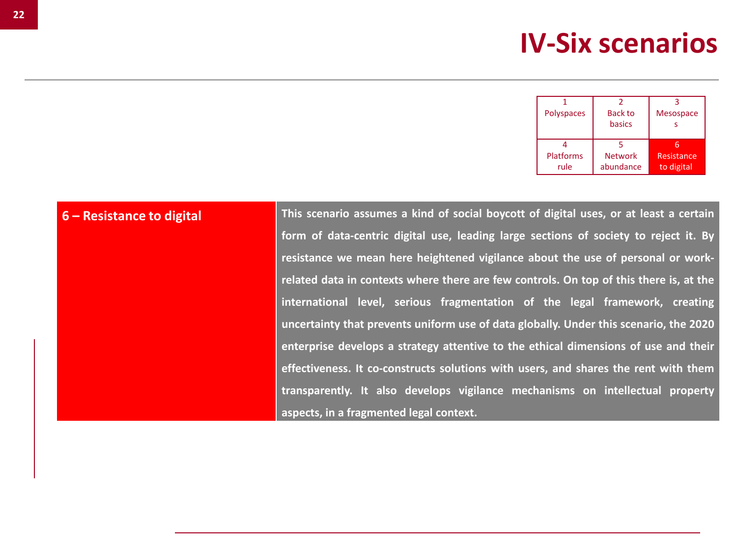# IV-Six scenarios

| 1 Polyspaces | 2 Back to basics | 3 Mesospaces |
|---|---|---|
| 4 Platforms rule | 5 Network abundance | 6 Resistance to digital |

| 6 – Resistance to digital | This scenario assumes a kind of social boycott of digital uses, or at least a certain form of data-centric digital use, leading large sections of society to reject it. By resistance we mean here heightened vigilance about the use of personal or work-related data in contexts where there are few controls. On top of this there is, at the international level, serious fragmentation of the legal framework, creating uncertainty that prevents uniform use of data globally. Under this scenario, the 2020 enterprise develops a strategy attentive to the ethical dimensions of use and their effectiveness. It co-constructs solutions with users, and shares the rent with them transparently. It also develops vigilance mechanisms on intellectual property aspects, in a fragmented legal context. |
|---|---|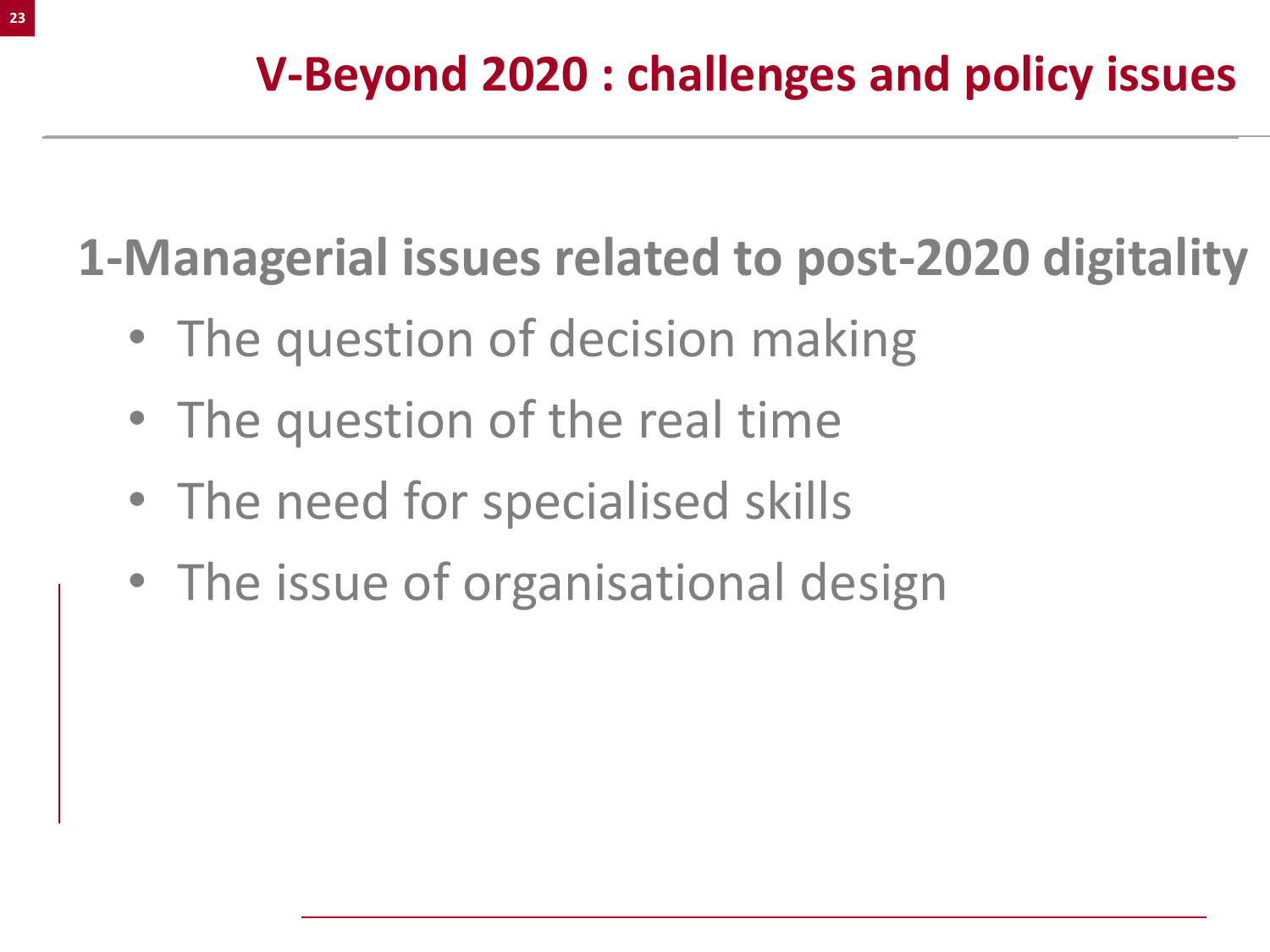# V-Beyond 2020 : challenges and policy issues

## 1-Managerial issues related to post-2020 digitality

- The question of decision making
- The question of the real time
- The need for specialised skills
- The issue of organisational design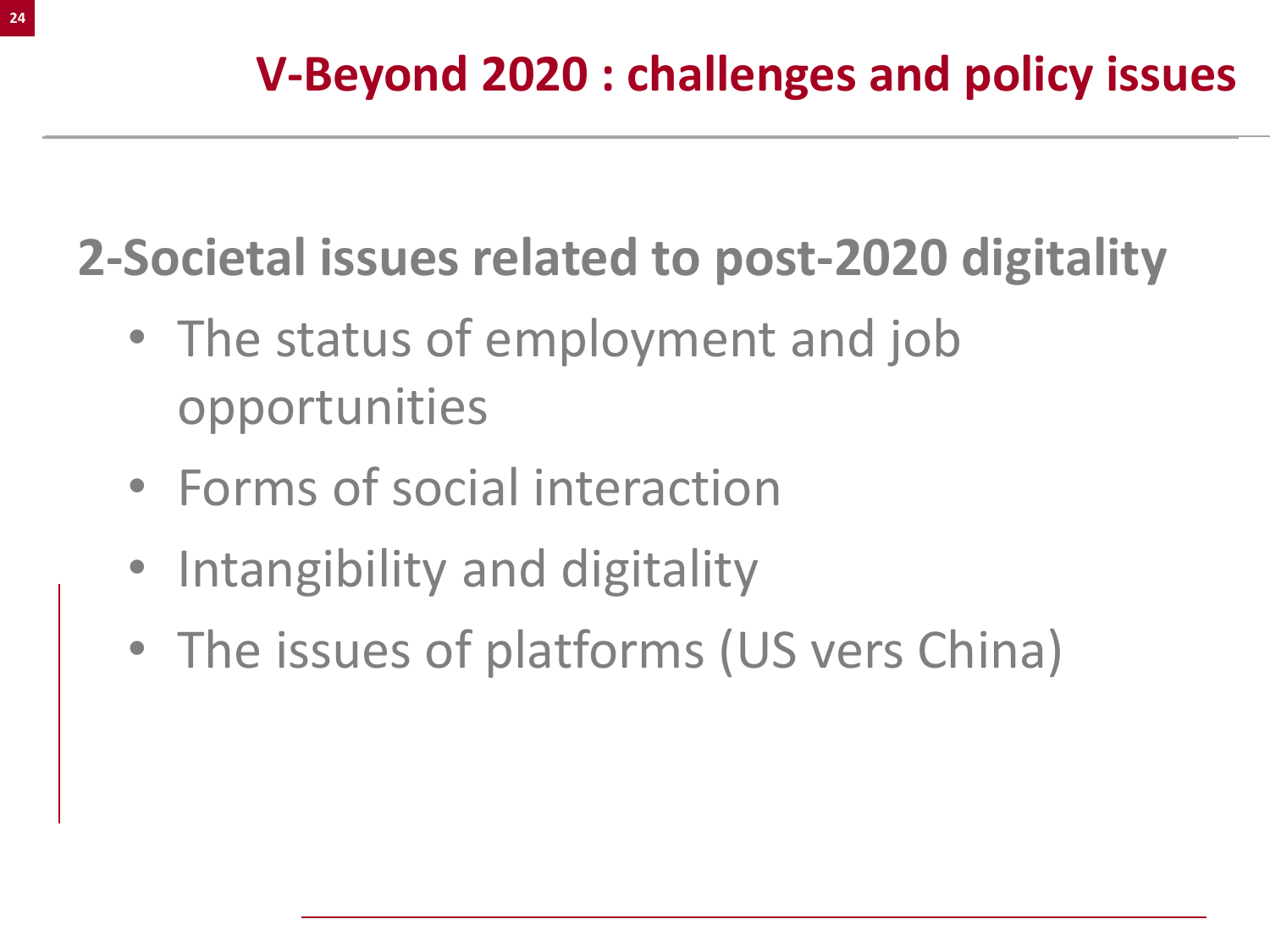# V-Beyond 2020 : challenges and policy issues

## 2-Societal issues related to post-2020 digitality

- The status of employment and job opportunities
- Forms of social interaction
- Intangibility and digitality
- The issues of platforms (US vers China)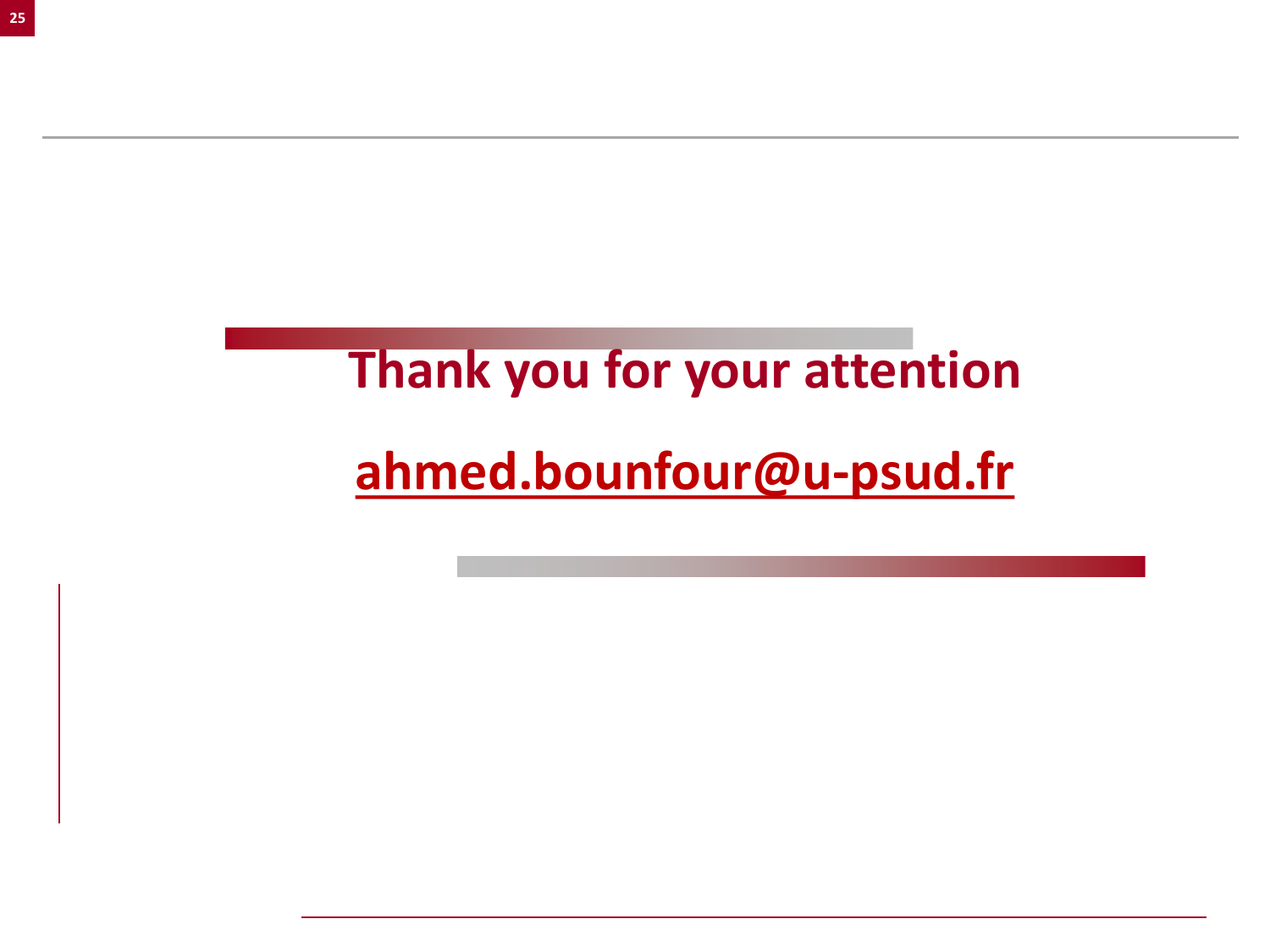**Thank you for your attention**

[ahmed.bounfour@u-psud.fr](mailto:ahmed.bounfour@u-psud.fr)